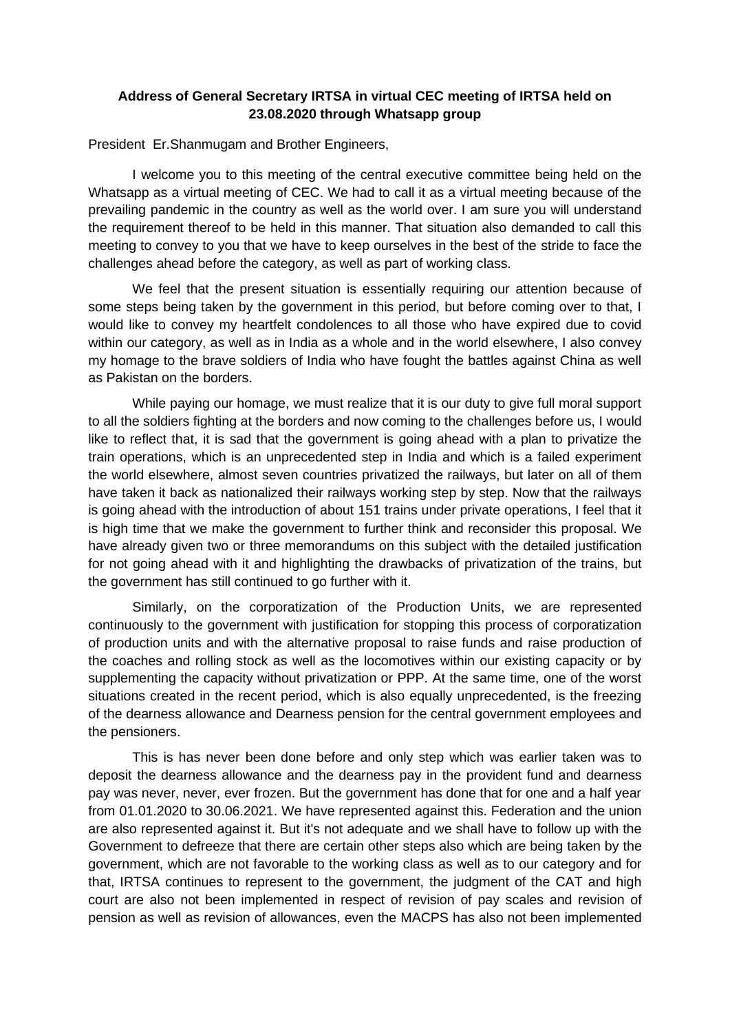**Address of General Secretary IRTSA in virtual CEC meeting of IRTSA held on 23.08.2020 through Whatsapp group**

President Er.Shanmugam and Brother Engineers,

I welcome you to this meeting of the central executive committee being held on the Whatsapp as a virtual meeting of CEC. We had to call it as a virtual meeting because of the prevailing pandemic in the country as well as the world over. I am sure you will understand the requirement thereof to be held in this manner. That situation also demanded to call this meeting to convey to you that we have to keep ourselves in the best of the stride to face the challenges ahead before the category, as well as part of working class.

We feel that the present situation is essentially requiring our attention because of some steps being taken by the government in this period, but before coming over to that, I would like to convey my heartfelt condolences to all those who have expired due to covid within our category, as well as in India as a whole and in the world elsewhere, I also convey my homage to the brave soldiers of India who have fought the battles against China as well as Pakistan on the borders.

While paying our homage, we must realize that it is our duty to give full moral support to all the soldiers fighting at the borders and now coming to the challenges before us, I would like to reflect that, it is sad that the government is going ahead with a plan to privatize the train operations, which is an unprecedented step in India and which is a failed experiment the world elsewhere, almost seven countries privatized the railways, but later on all of them have taken it back as nationalized their railways working step by step. Now that the railways is going ahead with the introduction of about 151 trains under private operations, I feel that it is high time that we make the government to further think and reconsider this proposal. We have already given two or three memorandums on this subject with the detailed justification for not going ahead with it and highlighting the drawbacks of privatization of the trains, but the government has still continued to go further with it.

Similarly, on the corporatization of the Production Units, we are represented continuously to the government with justification for stopping this process of corporatization of production units and with the alternative proposal to raise funds and raise production of the coaches and rolling stock as well as the locomotives within our existing capacity or by supplementing the capacity without privatization or PPP. At the same time, one of the worst situations created in the recent period, which is also equally unprecedented, is the freezing of the dearness allowance and Dearness pension for the central government employees and the pensioners.

This is has never been done before and only step which was earlier taken was to deposit the dearness allowance and the dearness pay in the provident fund and dearness pay was never, never, ever frozen. But the government has done that for one and a half year from 01.01.2020 to 30.06.2021. We have represented against this. Federation and the union are also represented against it. But it's not adequate and we shall have to follow up with the Government to defreeze that there are certain other steps also which are being taken by the government, which are not favorable to the working class as well as to our category and for that, IRTSA continues to represent to the government, the judgment of the CAT and high court are also not been implemented in respect of revision of pay scales and revision of pension as well as revision of allowances, even the MACPS has also not been implemented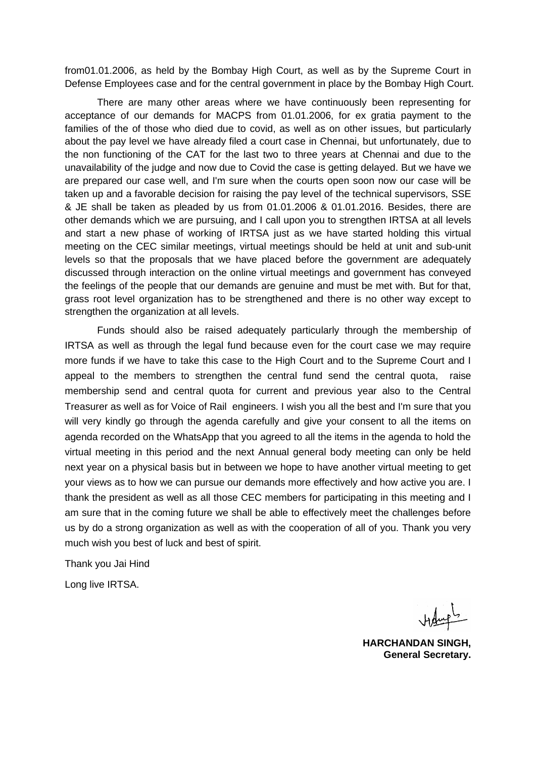from01.01.2006, as held by the Bombay High Court, as well as by the Supreme Court in Defense Employees case and for the central government in place by the Bombay High Court.

There are many other areas where we have continuously been representing for acceptance of our demands for MACPS from 01.01.2006, for ex gratia payment to the families of the of those who died due to covid, as well as on other issues, but particularly about the pay level we have already filed a court case in Chennai, but unfortunately, due to the non functioning of the CAT for the last two to three years at Chennai and due to the unavailability of the judge and now due to Covid the case is getting delayed. But we have we are prepared our case well, and I'm sure when the courts open soon now our case will be taken up and a favorable decision for raising the pay level of the technical supervisors, SSE & JE shall be taken as pleaded by us from 01.01.2006 & 01.01.2016. Besides, there are other demands which we are pursuing, and I call upon you to strengthen IRTSA at all levels and start a new phase of working of IRTSA just as we have started holding this virtual meeting on the CEC similar meetings, virtual meetings should be held at unit and sub-unit levels so that the proposals that we have placed before the government are adequately discussed through interaction on the online virtual meetings and government has conveyed the feelings of the people that our demands are genuine and must be met with. But for that, grass root level organization has to be strengthened and there is no other way except to strengthen the organization at all levels.

Funds should also be raised adequately particularly through the membership of IRTSA as well as through the legal fund because even for the court case we may require more funds if we have to take this case to the High Court and to the Supreme Court and I appeal to the members to strengthen the central fund send the central quota, raise membership send and central quota for current and previous year also to the Central Treasurer as well as for Voice of Rail engineers. I wish you all the best and I'm sure that you will very kindly go through the agenda carefully and give your consent to all the items on agenda recorded on the WhatsApp that you agreed to all the items in the agenda to hold the virtual meeting in this period and the next Annual general body meeting can only be held next year on a physical basis but in between we hope to have another virtual meeting to get your views as to how we can pursue our demands more effectively and how active you are. I thank the president as well as all those CEC members for participating in this meeting and I am sure that in the coming future we shall be able to effectively meet the challenges before us by do a strong organization as well as with the cooperation of all of you. Thank you very much wish you best of luck and best of spirit.

Thank you Jai Hind

Long live IRTSA.

**HARCHANDAN SINGH,**
**General Secretary.**